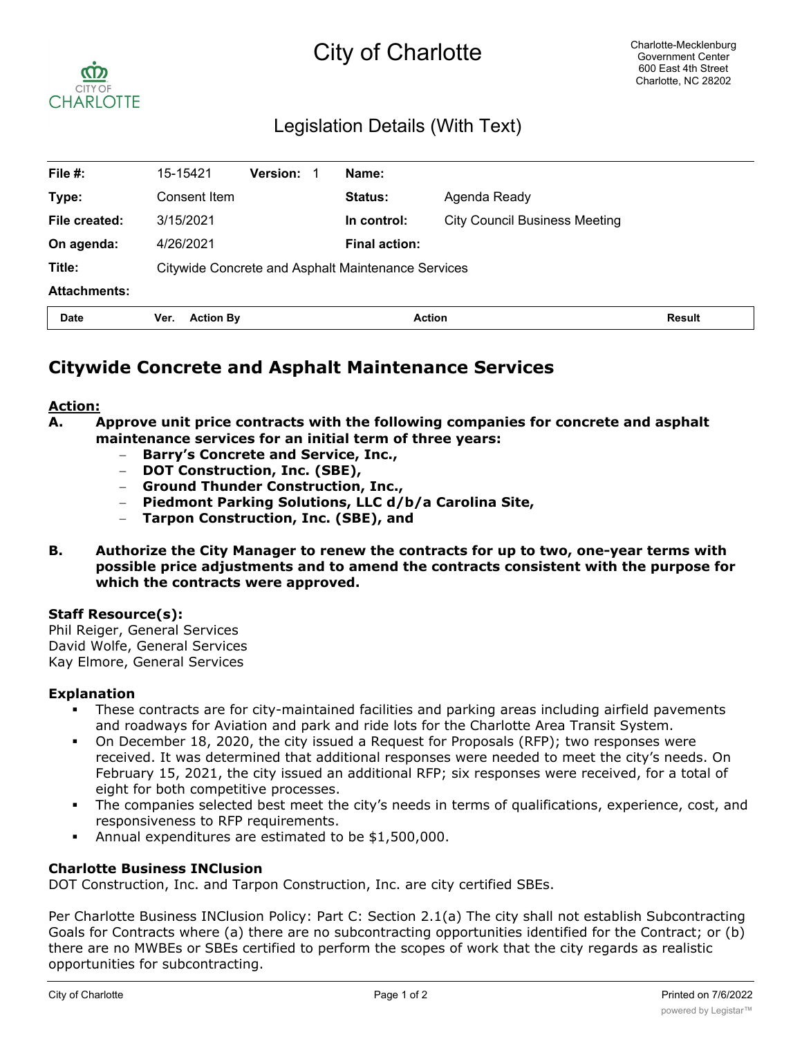# City of Charlotte

Charlotte-Mecklenburg Government Center
600 East 4th Street
Charlotte, NC 28202

## Legislation Details (With Text)

| | | | | | |
|---|---|---|---|---|---|
| **File #:** | 15-15421 | **Version:** | 1 | **Name:** | |
| **Type:** | Consent Item | | | **Status:** | Agenda Ready |
| **File created:** | 3/15/2021 | | | **In control:** | City Council Business Meeting |
| **On agenda:** | 4/26/2021 | | | **Final action:** | |
| **Title:** | Citywide Concrete and Asphalt Maintenance Services | | | | |
| **Attachments:** | | | | | |

| Date | Ver. | Action By | Action | Result |
|---|---|---|---|---|

## Citywide Concrete and Asphalt Maintenance Services

**Action:**

**A. Approve unit price contracts with the following companies for concrete and asphalt maintenance services for an initial term of three years:**
- **Barry's Concrete and Service, Inc.,**
- **DOT Construction, Inc. (SBE),**
- **Ground Thunder Construction, Inc.,**
- **Piedmont Parking Solutions, LLC d/b/a Carolina Site,**
- **Tarpon Construction, Inc. (SBE), and**

**B. Authorize the City Manager to renew the contracts for up to two, one-year terms with possible price adjustments and to amend the contracts consistent with the purpose for which the contracts were approved.**

**Staff Resource(s):**
Phil Reiger, General Services
David Wolfe, General Services
Kay Elmore, General Services

**Explanation**
- These contracts are for city-maintained facilities and parking areas including airfield pavements and roadways for Aviation and park and ride lots for the Charlotte Area Transit System.
- On December 18, 2020, the city issued a Request for Proposals (RFP); two responses were received. It was determined that additional responses were needed to meet the city's needs. On February 15, 2021, the city issued an additional RFP; six responses were received, for a total of eight for both competitive processes.
- The companies selected best meet the city's needs in terms of qualifications, experience, cost, and responsiveness to RFP requirements.
- Annual expenditures are estimated to be $1,500,000.

**Charlotte Business INClusion**
DOT Construction, Inc. and Tarpon Construction, Inc. are city certified SBEs.

Per Charlotte Business INClusion Policy: Part C: Section 2.1(a) The city shall not establish Subcontracting Goals for Contracts where (a) there are no subcontracting opportunities identified for the Contract; or (b) there are no MWBEs or SBEs certified to perform the scopes of work that the city regards as realistic opportunities for subcontracting.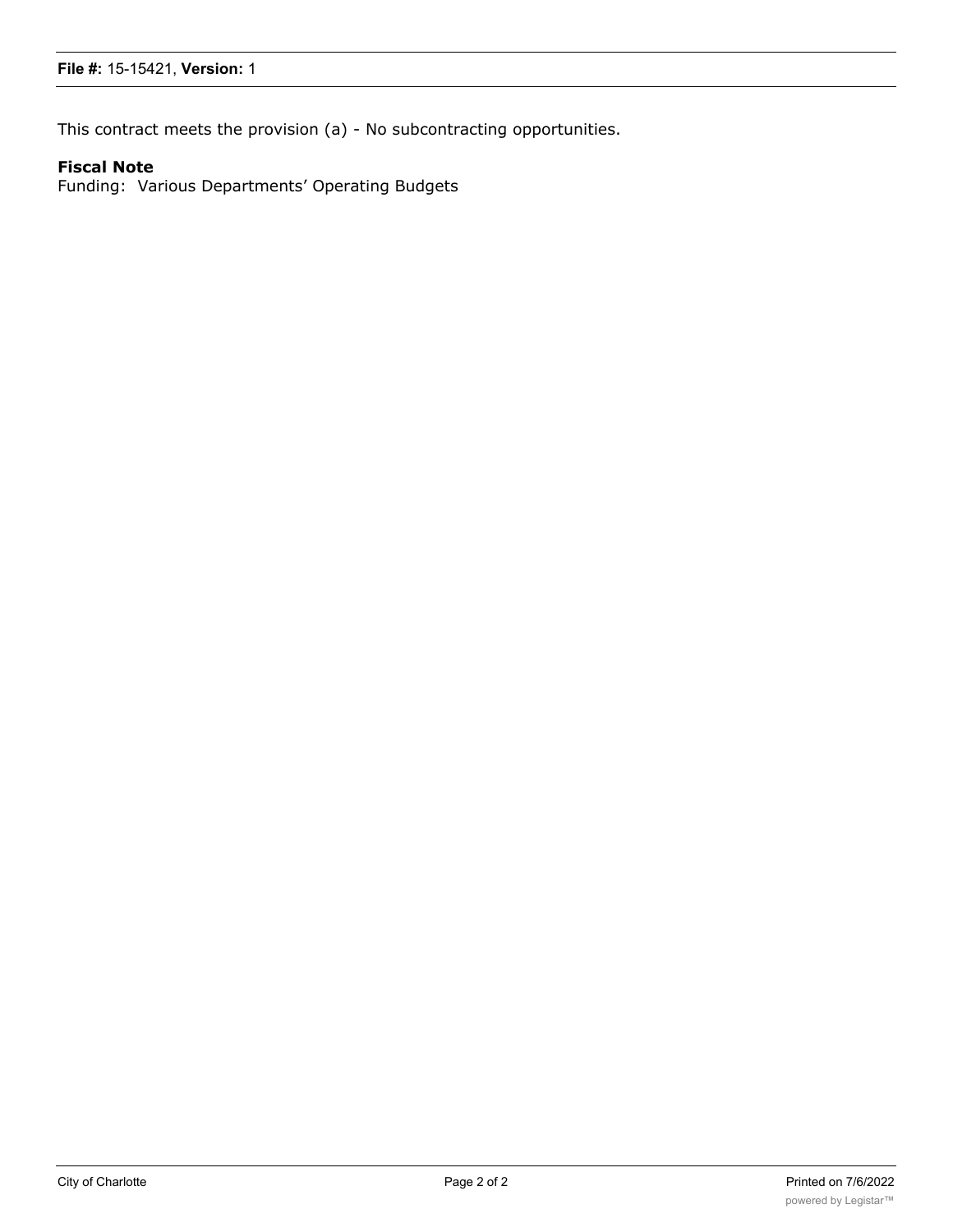This contract meets the provision (a) - No subcontracting opportunities.

**Fiscal Note**

Funding: Various Departments' Operating Budgets